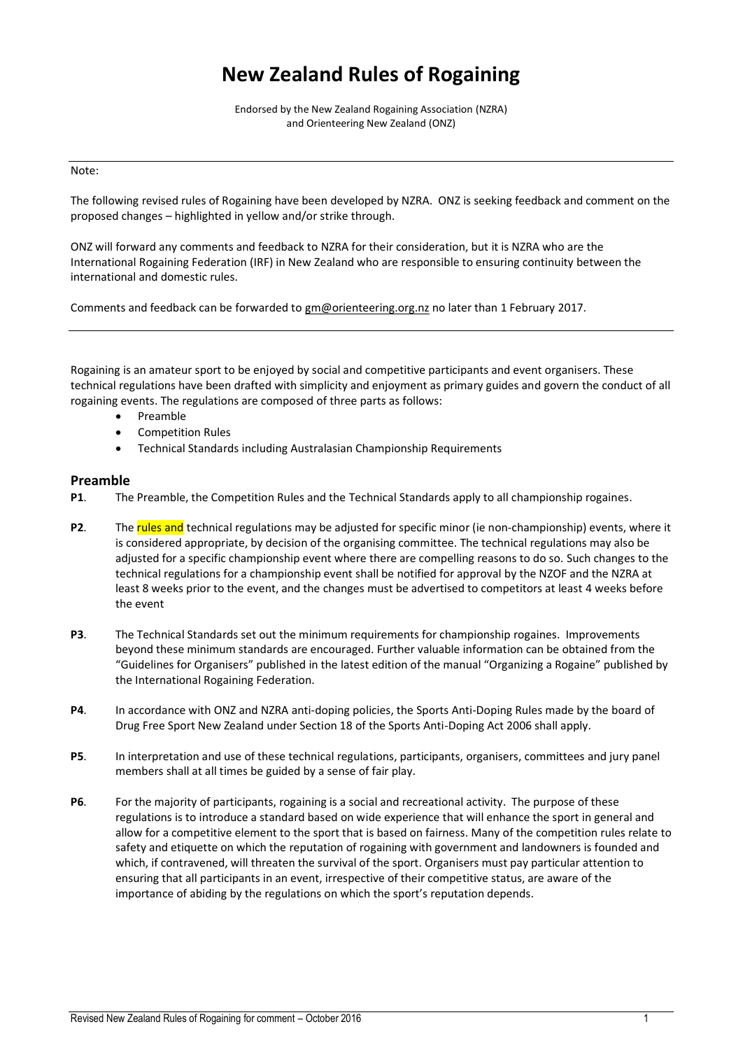# New Zealand Rules of Rogaining

Endorsed by the New Zealand Rogaining Association (NZRA)
and Orienteering New Zealand (ONZ)

---

Note:

The following revised rules of Rogaining have been developed by NZRA. ONZ is seeking feedback and comment on the proposed changes – highlighted in yellow and/or strike through.

ONZ will forward any comments and feedback to NZRA for their consideration, but it is NZRA who are the International Rogaining Federation (IRF) in New Zealand who are responsible to ensuring continuity between the international and domestic rules.

Comments and feedback can be forwarded to gm@orienteering.org.nz no later than 1 February 2017.

---

Rogaining is an amateur sport to be enjoyed by social and competitive participants and event organisers. These technical regulations have been drafted with simplicity and enjoyment as primary guides and govern the conduct of all rogaining events. The regulations are composed of three parts as follows:

- Preamble
- Competition Rules
- Technical Standards including Australasian Championship Requirements

## Preamble

**P1**. The Preamble, the Competition Rules and the Technical Standards apply to all championship rogaines.

**P2**. The rules and technical regulations may be adjusted for specific minor (ie non-championship) events, where it is considered appropriate, by decision of the organising committee. The technical regulations may also be adjusted for a specific championship event where there are compelling reasons to do so. Such changes to the technical regulations for a championship event shall be notified for approval by the NZOF and the NZRA at least 8 weeks prior to the event, and the changes must be advertised to competitors at least 4 weeks before the event

**P3**. The Technical Standards set out the minimum requirements for championship rogaines. Improvements beyond these minimum standards are encouraged. Further valuable information can be obtained from the "Guidelines for Organisers" published in the latest edition of the manual "Organizing a Rogaine" published by the International Rogaining Federation.

**P4**. In accordance with ONZ and NZRA anti-doping policies, the Sports Anti-Doping Rules made by the board of Drug Free Sport New Zealand under Section 18 of the Sports Anti-Doping Act 2006 shall apply.

**P5**. In interpretation and use of these technical regulations, participants, organisers, committees and jury panel members shall at all times be guided by a sense of fair play.

**P6**. For the majority of participants, rogaining is a social and recreational activity. The purpose of these regulations is to introduce a standard based on wide experience that will enhance the sport in general and allow for a competitive element to the sport that is based on fairness. Many of the competition rules relate to safety and etiquette on which the reputation of rogaining with government and landowners is founded and which, if contravened, will threaten the survival of the sport. Organisers must pay particular attention to ensuring that all participants in an event, irrespective of their competitive status, are aware of the importance of abiding by the regulations on which the sport's reputation depends.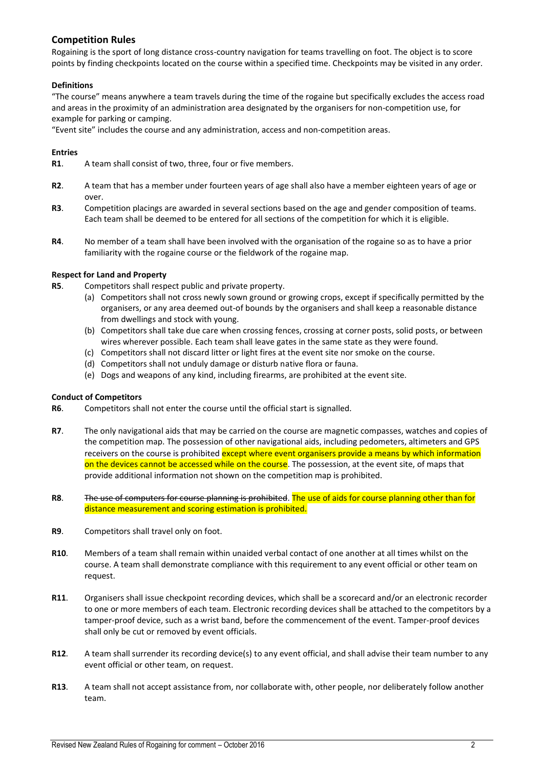## Competition Rules

Rogaining is the sport of long distance cross-country navigation for teams travelling on foot. The object is to score points by finding checkpoints located on the course within a specified time. Checkpoints may be visited in any order.

### Definitions

"The course" means anywhere a team travels during the time of the rogaine but specifically excludes the access road and areas in the proximity of an administration area designated by the organisers for non-competition use, for example for parking or camping.

"Event site" includes the course and any administration, access and non-competition areas.

### Entries

**R1**. A team shall consist of two, three, four or five members.

**R2**. A team that has a member under fourteen years of age shall also have a member eighteen years of age or over.

**R3**. Competition placings are awarded in several sections based on the age and gender composition of teams. Each team shall be deemed to be entered for all sections of the competition for which it is eligible.

**R4**. No member of a team shall have been involved with the organisation of the rogaine so as to have a prior familiarity with the rogaine course or the fieldwork of the rogaine map.

### Respect for Land and Property

**R5**. Competitors shall respect public and private property.

(a) Competitors shall not cross newly sown ground or growing crops, except if specifically permitted by the organisers, or any area deemed out-of bounds by the organisers and shall keep a reasonable distance from dwellings and stock with young.

(b) Competitors shall take due care when crossing fences, crossing at corner posts, solid posts, or between wires wherever possible. Each team shall leave gates in the same state as they were found.

(c) Competitors shall not discard litter or light fires at the event site nor smoke on the course.

(d) Competitors shall not unduly damage or disturb native flora or fauna.

(e) Dogs and weapons of any kind, including firearms, are prohibited at the event site.

### Conduct of Competitors

**R6**. Competitors shall not enter the course until the official start is signalled.

**R7**. The only navigational aids that may be carried on the course are magnetic compasses, watches and copies of the competition map. The possession of other navigational aids, including pedometers, altimeters and GPS receivers on the course is prohibited except where event organisers provide a means by which information on the devices cannot be accessed while on the course. The possession, at the event site, of maps that provide additional information not shown on the competition map is prohibited.

**R8**. ~~The use of computers for course planning is prohibited~~. The use of aids for course planning other than for distance measurement and scoring estimation is prohibited.

**R9**. Competitors shall travel only on foot.

**R10**. Members of a team shall remain within unaided verbal contact of one another at all times whilst on the course. A team shall demonstrate compliance with this requirement to any event official or other team on request.

**R11**. Organisers shall issue checkpoint recording devices, which shall be a scorecard and/or an electronic recorder to one or more members of each team. Electronic recording devices shall be attached to the competitors by a tamper-proof device, such as a wrist band, before the commencement of the event. Tamper-proof devices shall only be cut or removed by event officials.

**R12**. A team shall surrender its recording device(s) to any event official, and shall advise their team number to any event official or other team, on request.

**R13**. A team shall not accept assistance from, nor collaborate with, other people, nor deliberately follow another team.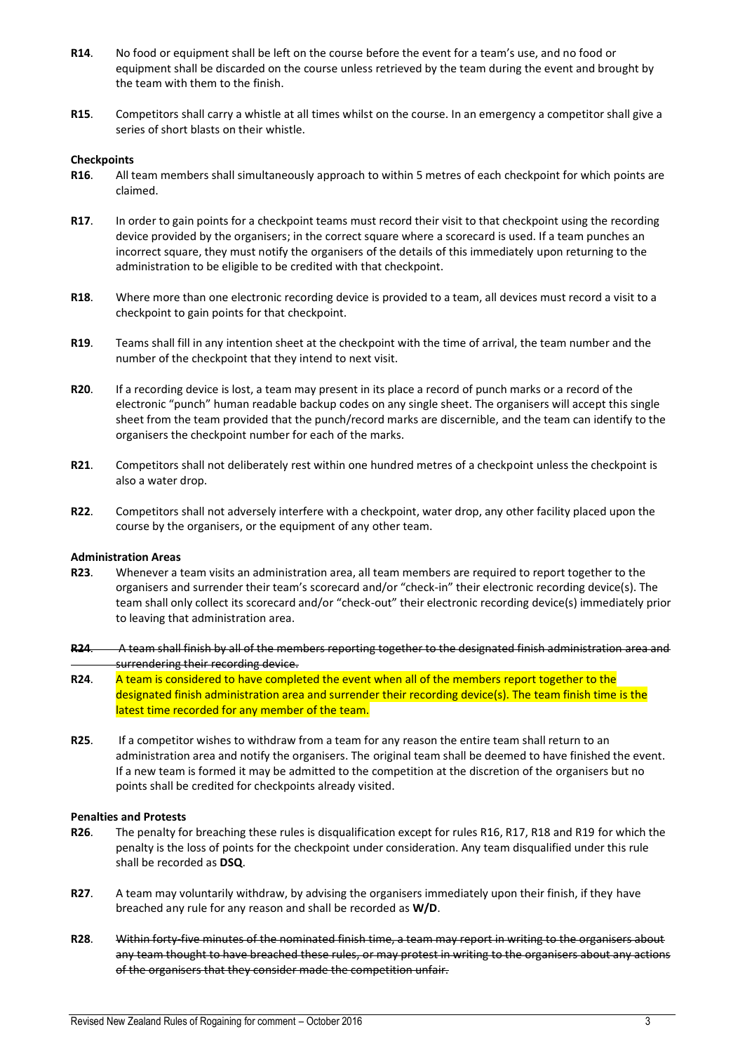**R14**. No food or equipment shall be left on the course before the event for a team's use, and no food or equipment shall be discarded on the course unless retrieved by the team during the event and brought by the team with them to the finish.

**R15**. Competitors shall carry a whistle at all times whilst on the course. In an emergency a competitor shall give a series of short blasts on their whistle.

**Checkpoints**

**R16**. All team members shall simultaneously approach to within 5 metres of each checkpoint for which points are claimed.

**R17**. In order to gain points for a checkpoint teams must record their visit to that checkpoint using the recording device provided by the organisers; in the correct square where a scorecard is used. If a team punches an incorrect square, they must notify the organisers of the details of this immediately upon returning to the administration to be eligible to be credited with that checkpoint.

**R18**. Where more than one electronic recording device is provided to a team, all devices must record a visit to a checkpoint to gain points for that checkpoint.

**R19**. Teams shall fill in any intention sheet at the checkpoint with the time of arrival, the team number and the number of the checkpoint that they intend to next visit.

**R20**. If a recording device is lost, a team may present in its place a record of punch marks or a record of the electronic "punch" human readable backup codes on any single sheet. The organisers will accept this single sheet from the team provided that the punch/record marks are discernible, and the team can identify to the organisers the checkpoint number for each of the marks.

**R21**. Competitors shall not deliberately rest within one hundred metres of a checkpoint unless the checkpoint is also a water drop.

**R22**. Competitors shall not adversely interfere with a checkpoint, water drop, any other facility placed upon the course by the organisers, or the equipment of any other team.

**Administration Areas**

**R23**. Whenever a team visits an administration area, all team members are required to report together to the organisers and surrender their team's scorecard and/or "check-in" their electronic recording device(s). The team shall only collect its scorecard and/or "check-out" their electronic recording device(s) immediately prior to leaving that administration area.

~~**R24**. A team shall finish by all of the members reporting together to the designated finish administration area and surrendering their recording device.~~

**R24**. A team is considered to have completed the event when all of the members report together to the designated finish administration area and surrender their recording device(s). The team finish time is the latest time recorded for any member of the team.

**R25**. If a competitor wishes to withdraw from a team for any reason the entire team shall return to an administration area and notify the organisers. The original team shall be deemed to have finished the event. If a new team is formed it may be admitted to the competition at the discretion of the organisers but no points shall be credited for checkpoints already visited.

**Penalties and Protests**

**R26**. The penalty for breaching these rules is disqualification except for rules R16, R17, R18 and R19 for which the penalty is the loss of points for the checkpoint under consideration. Any team disqualified under this rule shall be recorded as **DSQ**.

**R27**. A team may voluntarily withdraw, by advising the organisers immediately upon their finish, if they have breached any rule for any reason and shall be recorded as **W/D**.

**R28**. ~~Within forty-five minutes of the nominated finish time, a team may report in writing to the organisers about any team thought to have breached these rules, or may protest in writing to the organisers about any actions of the organisers that they consider made the competition unfair.~~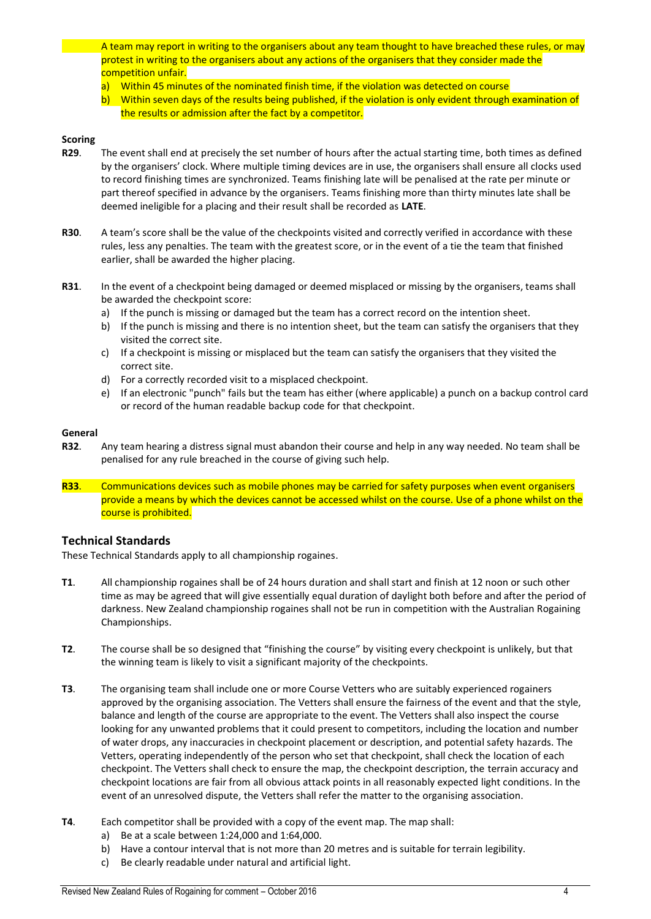A team may report in writing to the organisers about any team thought to have breached these rules, or may protest in writing to the organisers about any actions of the organisers that they consider made the competition unfair.

a) Within 45 minutes of the nominated finish time, if the violation was detected on course
b) Within seven days of the results being published, if the violation is only evident through examination of the results or admission after the fact by a competitor.

**Scoring**

**R29**. The event shall end at precisely the set number of hours after the actual starting time, both times as defined by the organisers' clock. Where multiple timing devices are in use, the organisers shall ensure all clocks used to record finishing times are synchronized. Teams finishing late will be penalised at the rate per minute or part thereof specified in advance by the organisers. Teams finishing more than thirty minutes late shall be deemed ineligible for a placing and their result shall be recorded as **LATE**.

**R30**. A team's score shall be the value of the checkpoints visited and correctly verified in accordance with these rules, less any penalties. The team with the greatest score, or in the event of a tie the team that finished earlier, shall be awarded the higher placing.

**R31**. In the event of a checkpoint being damaged or deemed misplaced or missing by the organisers, teams shall be awarded the checkpoint score:

a) If the punch is missing or damaged but the team has a correct record on the intention sheet.
b) If the punch is missing and there is no intention sheet, but the team can satisfy the organisers that they visited the correct site.
c) If a checkpoint is missing or misplaced but the team can satisfy the organisers that they visited the correct site.
d) For a correctly recorded visit to a misplaced checkpoint.
e) If an electronic "punch" fails but the team has either (where applicable) a punch on a backup control card or record of the human readable backup code for that checkpoint.

**General**

**R32**. Any team hearing a distress signal must abandon their course and help in any way needed. No team shall be penalised for any rule breached in the course of giving such help.

**R33**. Communications devices such as mobile phones may be carried for safety purposes when event organisers provide a means by which the devices cannot be accessed whilst on the course. Use of a phone whilst on the course is prohibited.

## Technical Standards

These Technical Standards apply to all championship rogaines.

**T1**. All championship rogaines shall be of 24 hours duration and shall start and finish at 12 noon or such other time as may be agreed that will give essentially equal duration of daylight both before and after the period of darkness. New Zealand championship rogaines shall not be run in competition with the Australian Rogaining Championships.

**T2**. The course shall be so designed that "finishing the course" by visiting every checkpoint is unlikely, but that the winning team is likely to visit a significant majority of the checkpoints.

**T3**. The organising team shall include one or more Course Vetters who are suitably experienced rogainers approved by the organising association. The Vetters shall ensure the fairness of the event and that the style, balance and length of the course are appropriate to the event. The Vetters shall also inspect the course looking for any unwanted problems that it could present to competitors, including the location and number of water drops, any inaccuracies in checkpoint placement or description, and potential safety hazards. The Vetters, operating independently of the person who set that checkpoint, shall check the location of each checkpoint. The Vetters shall check to ensure the map, the checkpoint description, the terrain accuracy and checkpoint locations are fair from all obvious attack points in all reasonably expected light conditions. In the event of an unresolved dispute, the Vetters shall refer the matter to the organising association.

**T4**. Each competitor shall be provided with a copy of the event map. The map shall:

a) Be at a scale between 1:24,000 and 1:64,000.
b) Have a contour interval that is not more than 20 metres and is suitable for terrain legibility.
c) Be clearly readable under natural and artificial light.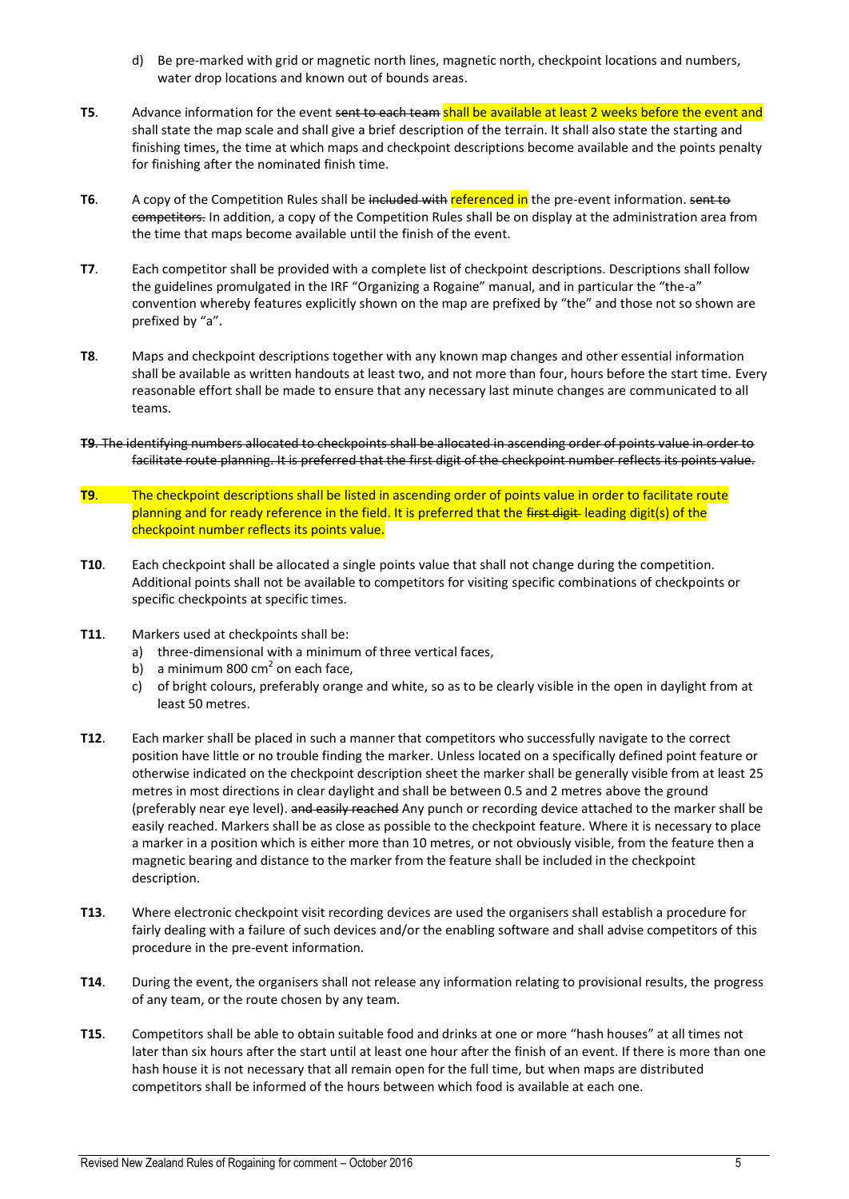d) Be pre-marked with grid or magnetic north lines, magnetic north, checkpoint locations and numbers, water drop locations and known out of bounds areas.

**T5**. Advance information for the event ~~sent to each team~~ shall be available at least 2 weeks before the event and shall state the map scale and shall give a brief description of the terrain. It shall also state the starting and finishing times, the time at which maps and checkpoint descriptions become available and the points penalty for finishing after the nominated finish time.

**T6**. A copy of the Competition Rules shall be ~~included with~~ referenced in the pre-event information. ~~sent to competitors.~~ In addition, a copy of the Competition Rules shall be on display at the administration area from the time that maps become available until the finish of the event.

**T7**. Each competitor shall be provided with a complete list of checkpoint descriptions. Descriptions shall follow the guidelines promulgated in the IRF "Organizing a Rogaine" manual, and in particular the "the-a" convention whereby features explicitly shown on the map are prefixed by "the" and those not so shown are prefixed by "a".

**T8**. Maps and checkpoint descriptions together with any known map changes and other essential information shall be available as written handouts at least two, and not more than four, hours before the start time. Every reasonable effort shall be made to ensure that any necessary last minute changes are communicated to all teams.

~~**T9**. The identifying numbers allocated to checkpoints shall be allocated in ascending order of points value in order to facilitate route planning. It is preferred that the first digit of the checkpoint number reflects its points value.~~

**T9**. The checkpoint descriptions shall be listed in ascending order of points value in order to facilitate route planning and for ready reference in the field. It is preferred that the ~~first digit~~ leading digit(s) of the checkpoint number reflects its points value.

**T10**. Each checkpoint shall be allocated a single points value that shall not change during the competition. Additional points shall not be available to competitors for visiting specific combinations of checkpoints or specific checkpoints at specific times.

**T11**. Markers used at checkpoints shall be:

a) three-dimensional with a minimum of three vertical faces,
b) a minimum 800 $cm^2$ on each face,
c) of bright colours, preferably orange and white, so as to be clearly visible in the open in daylight from at least 50 metres.

**T12**. Each marker shall be placed in such a manner that competitors who successfully navigate to the correct position have little or no trouble finding the marker. Unless located on a specifically defined point feature or otherwise indicated on the checkpoint description sheet the marker shall be generally visible from at least 25 metres in most directions in clear daylight and shall be between 0.5 and 2 metres above the ground (preferably near eye level). ~~and easily reached~~ Any punch or recording device attached to the marker shall be easily reached. Markers shall be as close as possible to the checkpoint feature. Where it is necessary to place a marker in a position which is either more than 10 metres, or not obviously visible, from the feature then a magnetic bearing and distance to the marker from the feature shall be included in the checkpoint description.

**T13**. Where electronic checkpoint visit recording devices are used the organisers shall establish a procedure for fairly dealing with a failure of such devices and/or the enabling software and shall advise competitors of this procedure in the pre-event information.

**T14**. During the event, the organisers shall not release any information relating to provisional results, the progress of any team, or the route chosen by any team.

**T15**. Competitors shall be able to obtain suitable food and drinks at one or more "hash houses" at all times not later than six hours after the start until at least one hour after the finish of an event. If there is more than one hash house it is not necessary that all remain open for the full time, but when maps are distributed competitors shall be informed of the hours between which food is available at each one.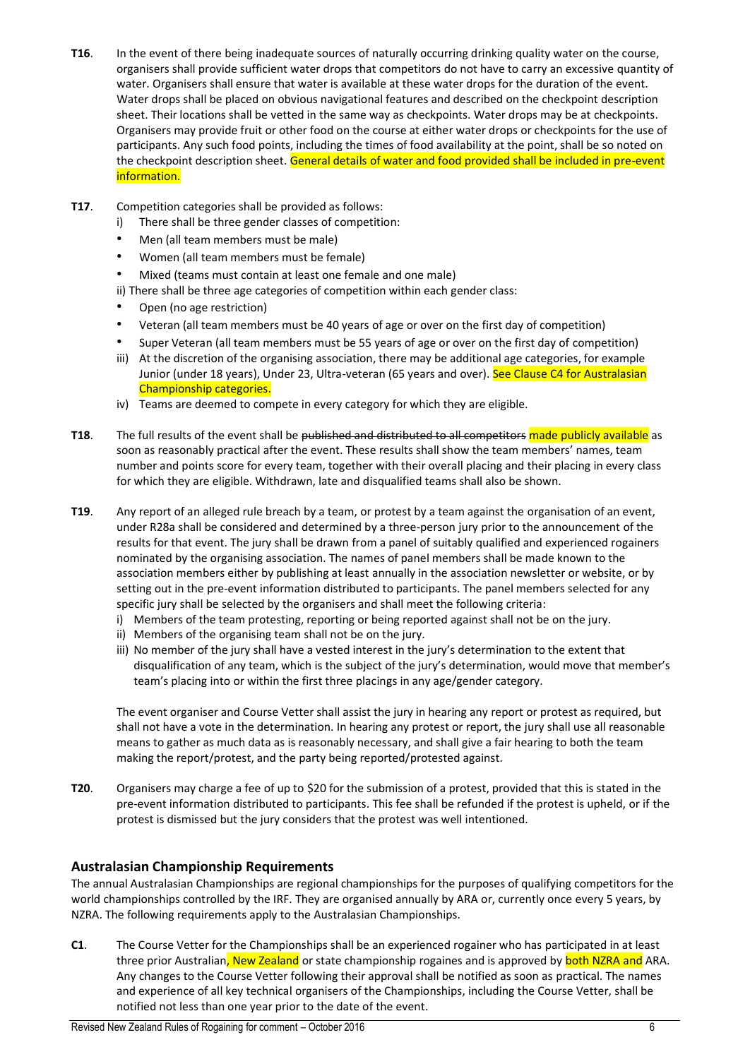**T16**. In the event of there being inadequate sources of naturally occurring drinking quality water on the course, organisers shall provide sufficient water drops that competitors do not have to carry an excessive quantity of water. Organisers shall ensure that water is available at these water drops for the duration of the event. Water drops shall be placed on obvious navigational features and described on the checkpoint description sheet. Their locations shall be vetted in the same way as checkpoints. Water drops may be at checkpoints. Organisers may provide fruit or other food on the course at either water drops or checkpoints for the use of participants. Any such food points, including the times of food availability at the point, shall be so noted on the checkpoint description sheet. General details of water and food provided shall be included in pre-event information.

**T17**. Competition categories shall be provided as follows:

i) There shall be three gender classes of competition:

- Men (all team members must be male)
- Women (all team members must be female)
- Mixed (teams must contain at least one female and one male)

ii) There shall be three age categories of competition within each gender class:

- Open (no age restriction)
- Veteran (all team members must be 40 years of age or over on the first day of competition)
- Super Veteran (all team members must be 55 years of age or over on the first day of competition)

iii) At the discretion of the organising association, there may be additional age categories, for example Junior (under 18 years), Under 23, Ultra-veteran (65 years and over). See Clause C4 for Australasian Championship categories.

iv) Teams are deemed to compete in every category for which they are eligible.

**T18**. The full results of the event shall be ~~published and distributed to all competitors~~ made publicly available as soon as reasonably practical after the event. These results shall show the team members' names, team number and points score for every team, together with their overall placing and their placing in every class for which they are eligible. Withdrawn, late and disqualified teams shall also be shown.

**T19**. Any report of an alleged rule breach by a team, or protest by a team against the organisation of an event, under R28a shall be considered and determined by a three-person jury prior to the announcement of the results for that event. The jury shall be drawn from a panel of suitably qualified and experienced rogainers nominated by the organising association. The names of panel members shall be made known to the association members either by publishing at least annually in the association newsletter or website, or by setting out in the pre-event information distributed to participants. The panel members selected for any specific jury shall be selected by the organisers and shall meet the following criteria:

i) Members of the team protesting, reporting or being reported against shall not be on the jury.

ii) Members of the organising team shall not be on the jury.

iii) No member of the jury shall have a vested interest in the jury's determination to the extent that disqualification of any team, which is the subject of the jury's determination, would move that member's team's placing into or within the first three placings in any age/gender category.

The event organiser and Course Vetter shall assist the jury in hearing any report or protest as required, but shall not have a vote in the determination. In hearing any protest or report, the jury shall use all reasonable means to gather as much data as is reasonably necessary, and shall give a fair hearing to both the team making the report/protest, and the party being reported/protested against.

**T20**. Organisers may charge a fee of up to $20 for the submission of a protest, provided that this is stated in the pre-event information distributed to participants. This fee shall be refunded if the protest is upheld, or if the protest is dismissed but the jury considers that the protest was well intentioned.

## Australasian Championship Requirements

The annual Australasian Championships are regional championships for the purposes of qualifying competitors for the world championships controlled by the IRF. They are organised annually by ARA or, currently once every 5 years, by NZRA. The following requirements apply to the Australasian Championships.

**C1**. The Course Vetter for the Championships shall be an experienced rogainer who has participated in at least three prior Australian, New Zealand or state championship rogaines and is approved by both NZRA and ARA. Any changes to the Course Vetter following their approval shall be notified as soon as practical. The names and experience of all key technical organisers of the Championships, including the Course Vetter, shall be notified not less than one year prior to the date of the event.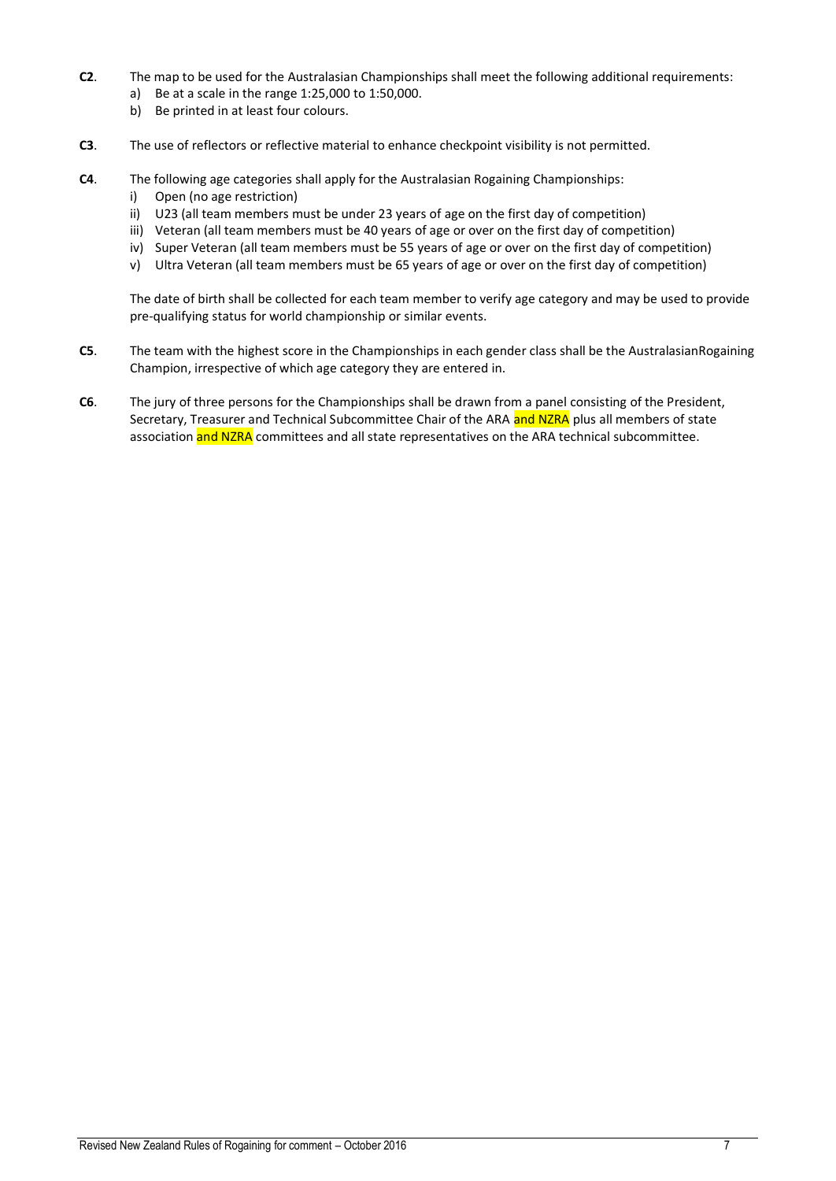**C2**. The map to be used for the Australasian Championships shall meet the following additional requirements:

a) Be at a scale in the range 1:25,000 to 1:50,000.

b) Be printed in at least four colours.

**C3**. The use of reflectors or reflective material to enhance checkpoint visibility is not permitted.

**C4**. The following age categories shall apply for the Australasian Rogaining Championships:

i) Open (no age restriction)

ii) U23 (all team members must be under 23 years of age on the first day of competition)

iii) Veteran (all team members must be 40 years of age or over on the first day of competition)

iv) Super Veteran (all team members must be 55 years of age or over on the first day of competition)

v) Ultra Veteran (all team members must be 65 years of age or over on the first day of competition)

The date of birth shall be collected for each team member to verify age category and may be used to provide pre-qualifying status for world championship or similar events.

**C5**. The team with the highest score in the Championships in each gender class shall be the AustralasianRogaining Champion, irrespective of which age category they are entered in.

**C6**. The jury of three persons for the Championships shall be drawn from a panel consisting of the President, Secretary, Treasurer and Technical Subcommittee Chair of the ARA and NZRA plus all members of state association and NZRA committees and all state representatives on the ARA technical subcommittee.